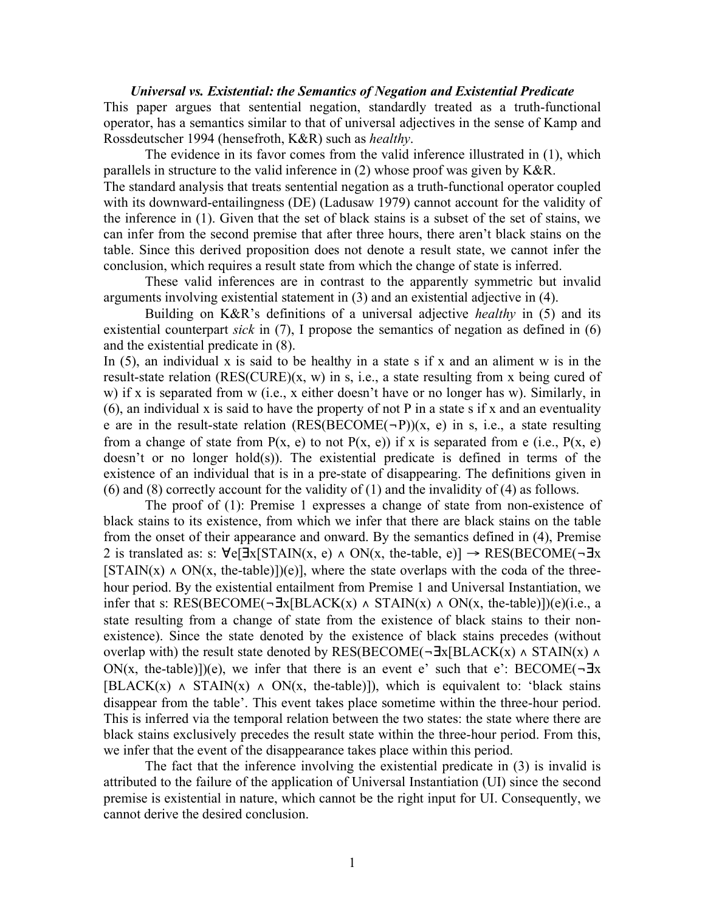***Universal vs. Existential: the Semantics of Negation and Existential Predicate***

This paper argues that sentential negation, standardly treated as a truth-functional operator, has a semantics similar to that of universal adjectives in the sense of Kamp and Rossdeutscher 1994 (hensefroth, K&R) such as *healthy*.

The evidence in its favor comes from the valid inference illustrated in (1), which parallels in structure to the valid inference in (2) whose proof was given by K&R.
The standard analysis that treats sentential negation as a truth-functional operator coupled with its downward-entailingness (DE) (Ladusaw 1979) cannot account for the validity of the inference in (1). Given that the set of black stains is a subset of the set of stains, we can infer from the second premise that after three hours, there aren't black stains on the table. Since this derived proposition does not denote a result state, we cannot infer the conclusion, which requires a result state from which the change of state is inferred.

These valid inferences are in contrast to the apparently symmetric but invalid arguments involving existential statement in (3) and an existential adjective in (4).

Building on K&R's definitions of a universal adjective *healthy* in (5) and its existential counterpart *sick* in (7), I propose the semantics of negation as defined in (6) and the existential predicate in (8).
In (5), an individual x is said to be healthy in a state s if x and an aliment w is in the result-state relation (RES(CURE)(x, w) in s, i.e., a state resulting from x being cured of w) if x is separated from w (i.e., x either doesn't have or no longer has w). Similarly, in (6), an individual x is said to have the property of not P in a state s if x and an eventuality e are in the result-state relation $(\text{RES}(\text{BECOME}(\neg \text{P}))(x, e)$ in s, i.e., a state resulting from a change of state from P(x, e) to not P(x, e)) if x is separated from e (i.e., P(x, e) doesn't or no longer hold(s)). The existential predicate is defined in terms of the existence of an individual that is in a pre-state of disappearing. The definitions given in (6) and (8) correctly account for the validity of (1) and the invalidity of (4) as follows.

The proof of (1): Premise 1 expresses a change of state from non-existence of black stains to its existence, from which we infer that there are black stains on the table from the onset of their appearance and onward. By the semantics defined in (4), Premise 2 is translated as: s: $\forall e[\exists x[\text{STAIN}(x, e) \wedge \text{ON}(x, \text{the-table}, e)] \rightarrow \text{RES}(\text{BECOME}(\neg\exists x [\text{STAIN}(x) \wedge \text{ON}(x, \text{the-table})])(e)]$, where the state overlaps with the coda of the three-hour period. By the existential entailment from Premise 1 and Universal Instantiation, we infer that s: $\text{RES}(\text{BECOME}(\neg\exists x[\text{BLACK}(x) \wedge \text{STAIN}(x) \wedge \text{ON}(x, \text{the-table})])(e)$(i.e., a state resulting from a change of state from the existence of black stains to their non-existence). Since the state denoted by the existence of black stains precedes (without overlap with) the result state denoted by $\text{RES}(\text{BECOME}(\neg\exists x[\text{BLACK}(x) \wedge \text{STAIN}(x) \wedge \text{ON}(x, \text{the-table})])(e)$, we infer that there is an event e' such that e': $\text{BECOME}(\neg\exists x [\text{BLACK}(x) \wedge \text{STAIN}(x) \wedge \text{ON}(x, \text{the-table})])$, which is equivalent to: 'black stains disappear from the table'. This event takes place sometime within the three-hour period. This is inferred via the temporal relation between the two states: the state where there are black stains exclusively precedes the result state within the three-hour period. From this, we infer that the event of the disappearance takes place within this period.

The fact that the inference involving the existential predicate in (3) is invalid is attributed to the failure of the application of Universal Instantiation (UI) since the second premise is existential in nature, which cannot be the right input for UI. Consequently, we cannot derive the desired conclusion.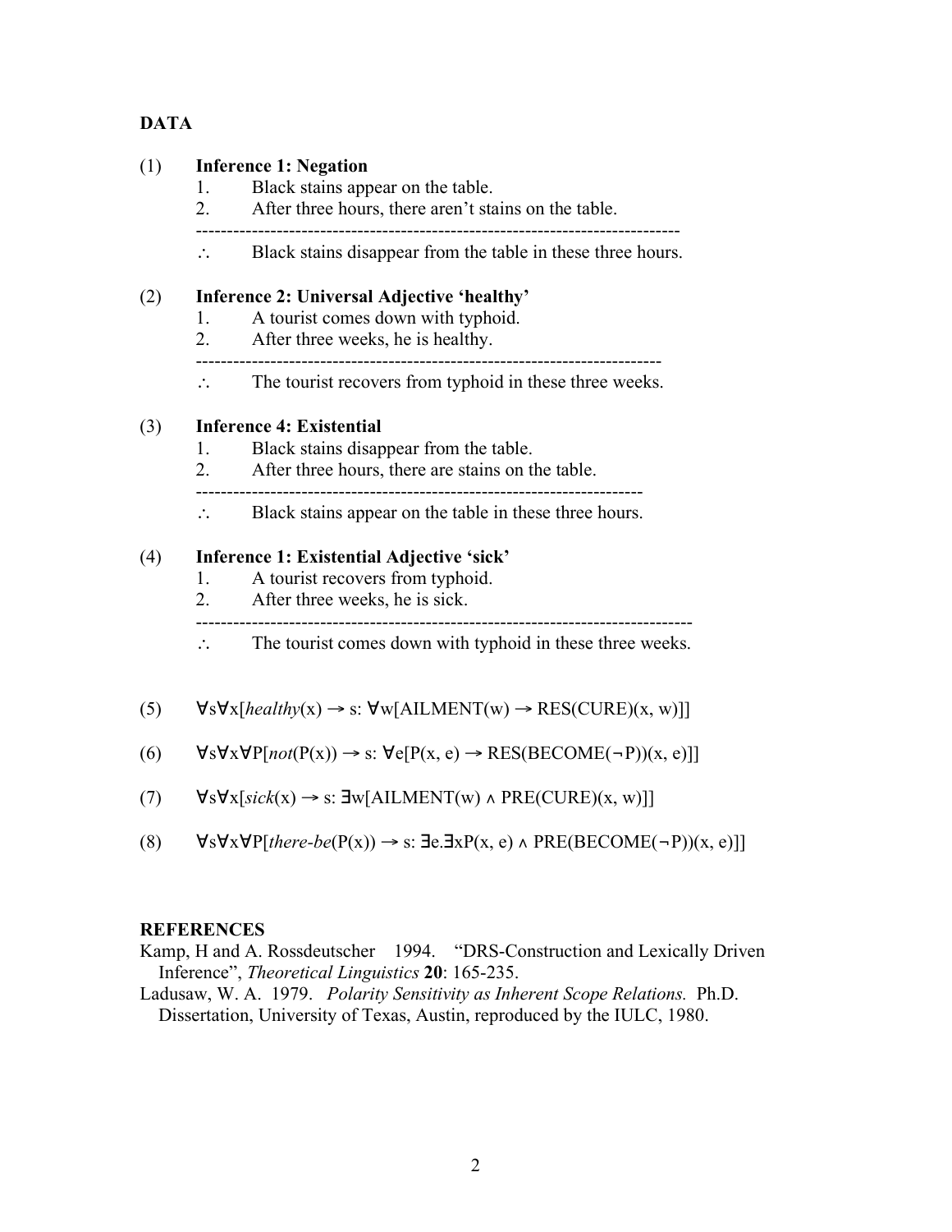**DATA**

(1) **Inference 1: Negation**

1. Black stains appear on the table.
2. After three hours, there aren't stains on the table.

---

∴ Black stains disappear from the table in these three hours.

(2) **Inference 2: Universal Adjective 'healthy'**

1. A tourist comes down with typhoid.
2. After three weeks, he is healthy.

---

∴ The tourist recovers from typhoid in these three weeks.

(3) **Inference 4: Existential**

1. Black stains disappear from the table.
2. After three hours, there are stains on the table.

---

∴ Black stains appear on the table in these three hours.

(4) **Inference 1: Existential Adjective 'sick'**

1. A tourist recovers from typhoid.
2. After three weeks, he is sick.

---

∴ The tourist comes down with typhoid in these three weeks.

(5) $\forall s \forall x[\mathit{healthy}(x) \rightarrow s\text{: } \forall w[\text{AILMENT}(w) \rightarrow \text{RES(CURE)}(x, w)]]$

(6) $\forall s \forall x \forall P[\mathit{not}(P(x)) \rightarrow s\text{: } \forall e[P(x, e) \rightarrow \text{RES(BECOME}(\neg P))(x, e)]]$

(7) $\forall s \forall x[\mathit{sick}(x) \rightarrow s\text{: } \exists w[\text{AILMENT}(w) \wedge \text{PRE(CURE)}(x, w)]]$

(8) $\forall s \forall x \forall P[\mathit{there\text{-}be}(P(x)) \rightarrow s\text{: } \exists e.\exists x P(x, e) \wedge \text{PRE(BECOME}(\neg P))(x, e)]]$

**REFERENCES**

Kamp, H and A. Rossdeutscher 1994. "DRS-Construction and Lexically Driven Inference", *Theoretical Linguistics* **20**: 165-235.

Ladusaw, W. A. 1979. *Polarity Sensitivity as Inherent Scope Relations.* Ph.D. Dissertation, University of Texas, Austin, reproduced by the IULC, 1980.